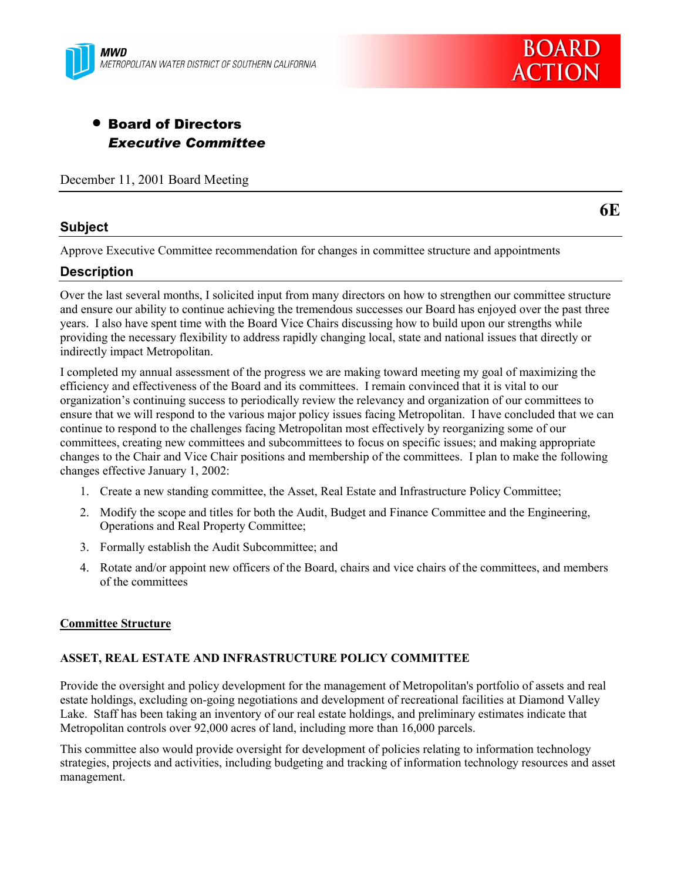MWD
METROPOLITAN WATER DISTRICT OF SOUTHERN CALIFORNIA

BOARD ACTION

- **Board of Directors**
  ***Executive Committee***

December 11, 2001 Board Meeting

**6E**

## Subject

Approve Executive Committee recommendation for changes in committee structure and appointments

## Description

Over the last several months, I solicited input from many directors on how to strengthen our committee structure and ensure our ability to continue achieving the tremendous successes our Board has enjoyed over the past three years. I also have spent time with the Board Vice Chairs discussing how to build upon our strengths while providing the necessary flexibility to address rapidly changing local, state and national issues that directly or indirectly impact Metropolitan.

I completed my annual assessment of the progress we are making toward meeting my goal of maximizing the efficiency and effectiveness of the Board and its committees. I remain convinced that it is vital to our organization's continuing success to periodically review the relevancy and organization of our committees to ensure that we will respond to the various major policy issues facing Metropolitan. I have concluded that we can continue to respond to the challenges facing Metropolitan most effectively by reorganizing some of our committees, creating new committees and subcommittees to focus on specific issues; and making appropriate changes to the Chair and Vice Chair positions and membership of the committees. I plan to make the following changes effective January 1, 2002:

1. Create a new standing committee, the Asset, Real Estate and Infrastructure Policy Committee;
2. Modify the scope and titles for both the Audit, Budget and Finance Committee and the Engineering, Operations and Real Property Committee;
3. Formally establish the Audit Subcommittee; and
4. Rotate and/or appoint new officers of the Board, chairs and vice chairs of the committees, and members of the committees

**<u>Committee Structure</u>**

**ASSET, REAL ESTATE AND INFRASTRUCTURE POLICY COMMITTEE**

Provide the oversight and policy development for the management of Metropolitan's portfolio of assets and real estate holdings, excluding on-going negotiations and development of recreational facilities at Diamond Valley Lake. Staff has been taking an inventory of our real estate holdings, and preliminary estimates indicate that Metropolitan controls over 92,000 acres of land, including more than 16,000 parcels.

This committee also would provide oversight for development of policies relating to information technology strategies, projects and activities, including budgeting and tracking of information technology resources and asset management.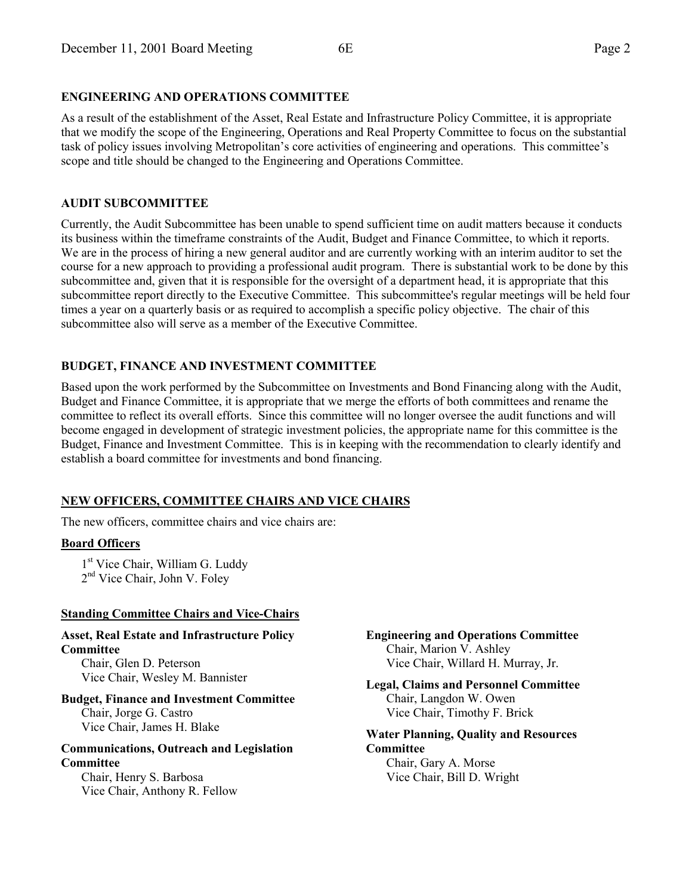### ENGINEERING AND OPERATIONS COMMITTEE

As a result of the establishment of the Asset, Real Estate and Infrastructure Policy Committee, it is appropriate that we modify the scope of the Engineering, Operations and Real Property Committee to focus on the substantial task of policy issues involving Metropolitan's core activities of engineering and operations. This committee's scope and title should be changed to the Engineering and Operations Committee.

### AUDIT SUBCOMMITTEE

Currently, the Audit Subcommittee has been unable to spend sufficient time on audit matters because it conducts its business within the timeframe constraints of the Audit, Budget and Finance Committee, to which it reports. We are in the process of hiring a new general auditor and are currently working with an interim auditor to set the course for a new approach to providing a professional audit program. There is substantial work to be done by this subcommittee and, given that it is responsible for the oversight of a department head, it is appropriate that this subcommittee report directly to the Executive Committee. This subcommittee's regular meetings will be held four times a year on a quarterly basis or as required to accomplish a specific policy objective. The chair of this subcommittee also will serve as a member of the Executive Committee.

### BUDGET, FINANCE AND INVESTMENT COMMITTEE

Based upon the work performed by the Subcommittee on Investments and Bond Financing along with the Audit, Budget and Finance Committee, it is appropriate that we merge the efforts of both committees and rename the committee to reflect its overall efforts. Since this committee will no longer oversee the audit functions and will become engaged in development of strategic investment policies, the appropriate name for this committee is the Budget, Finance and Investment Committee. This is in keeping with the recommendation to clearly identify and establish a board committee for investments and bond financing.

## NEW OFFICERS, COMMITTEE CHAIRS AND VICE CHAIRS

The new officers, committee chairs and vice chairs are:

### Board Officers

1st Vice Chair, William G. Luddy
2nd Vice Chair, John V. Foley

### Standing Committee Chairs and Vice-Chairs

**Asset, Real Estate and Infrastructure Policy Committee**
Chair, Glen D. Peterson
Vice Chair, Wesley M. Bannister

**Budget, Finance and Investment Committee**
Chair, Jorge G. Castro
Vice Chair, James H. Blake

**Communications, Outreach and Legislation Committee**
Chair, Henry S. Barbosa
Vice Chair, Anthony R. Fellow

**Engineering and Operations Committee**
Chair, Marion V. Ashley
Vice Chair, Willard H. Murray, Jr.

**Legal, Claims and Personnel Committee**
Chair, Langdon W. Owen
Vice Chair, Timothy F. Brick

**Water Planning, Quality and Resources Committee**
Chair, Gary A. Morse
Vice Chair, Bill D. Wright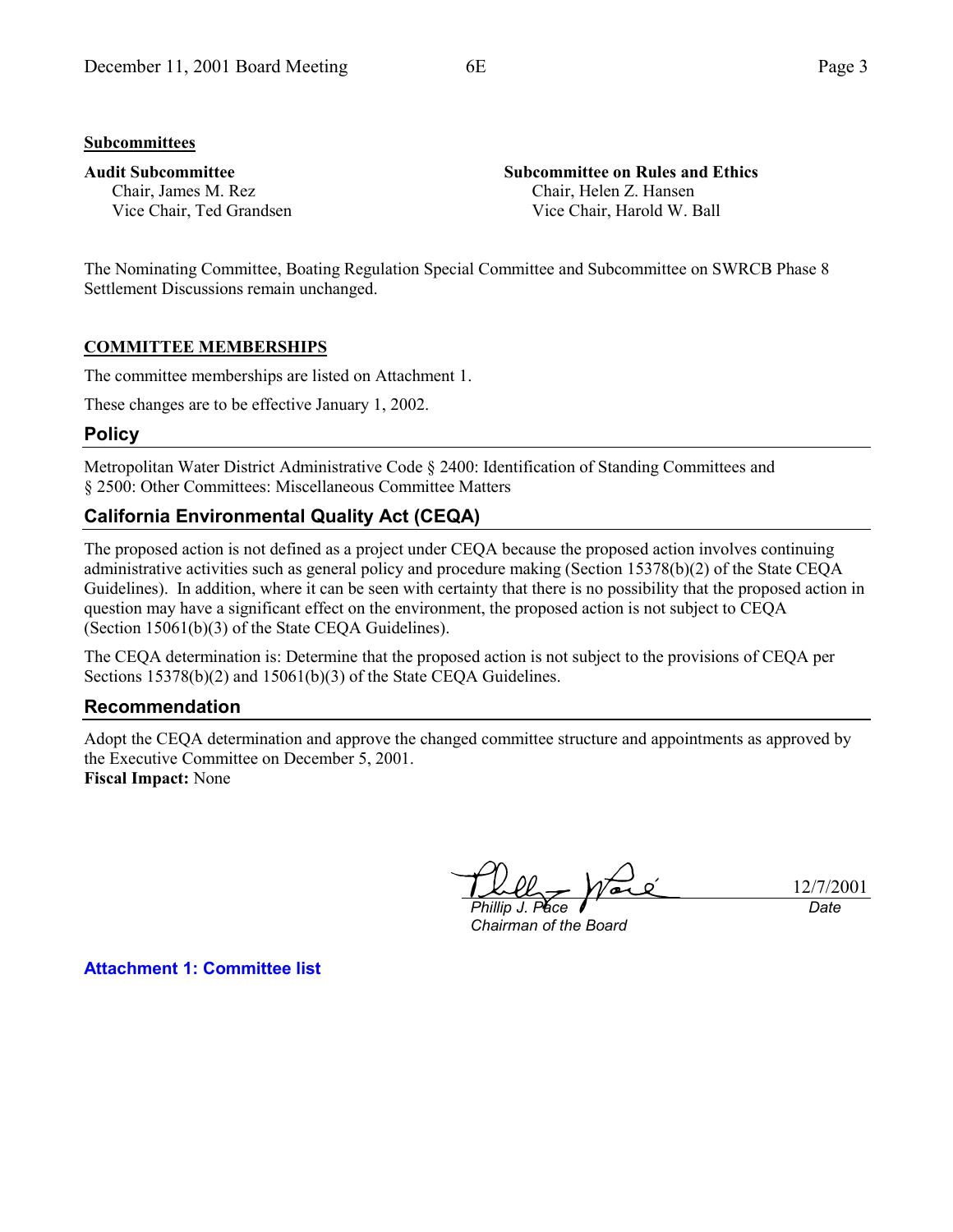**Subcommittees**

**Audit Subcommittee**
Chair, James M. Rez
Vice Chair, Ted Grandsen

**Subcommittee on Rules and Ethics**
Chair, Helen Z. Hansen
Vice Chair, Harold W. Ball

The Nominating Committee, Boating Regulation Special Committee and Subcommittee on SWRCB Phase 8 Settlement Discussions remain unchanged.

**COMMITTEE MEMBERSHIPS**

The committee memberships are listed on Attachment 1.

These changes are to be effective January 1, 2002.

## Policy

Metropolitan Water District Administrative Code § 2400: Identification of Standing Committees and § 2500: Other Committees: Miscellaneous Committee Matters

## California Environmental Quality Act (CEQA)

The proposed action is not defined as a project under CEQA because the proposed action involves continuing administrative activities such as general policy and procedure making (Section 15378(b)(2) of the State CEQA Guidelines). In addition, where it can be seen with certainty that there is no possibility that the proposed action in question may have a significant effect on the environment, the proposed action is not subject to CEQA (Section 15061(b)(3) of the State CEQA Guidelines).

The CEQA determination is: Determine that the proposed action is not subject to the provisions of CEQA per Sections 15378(b)(2) and 15061(b)(3) of the State CEQA Guidelines.

## Recommendation

Adopt the CEQA determination and approve the changed committee structure and appointments as approved by the Executive Committee on December 5, 2001.

**Fiscal Impact:** None

*Phillip J. Pace*
*Chairman of the Board*

12/7/2001
*Date*

**Attachment 1: Committee list**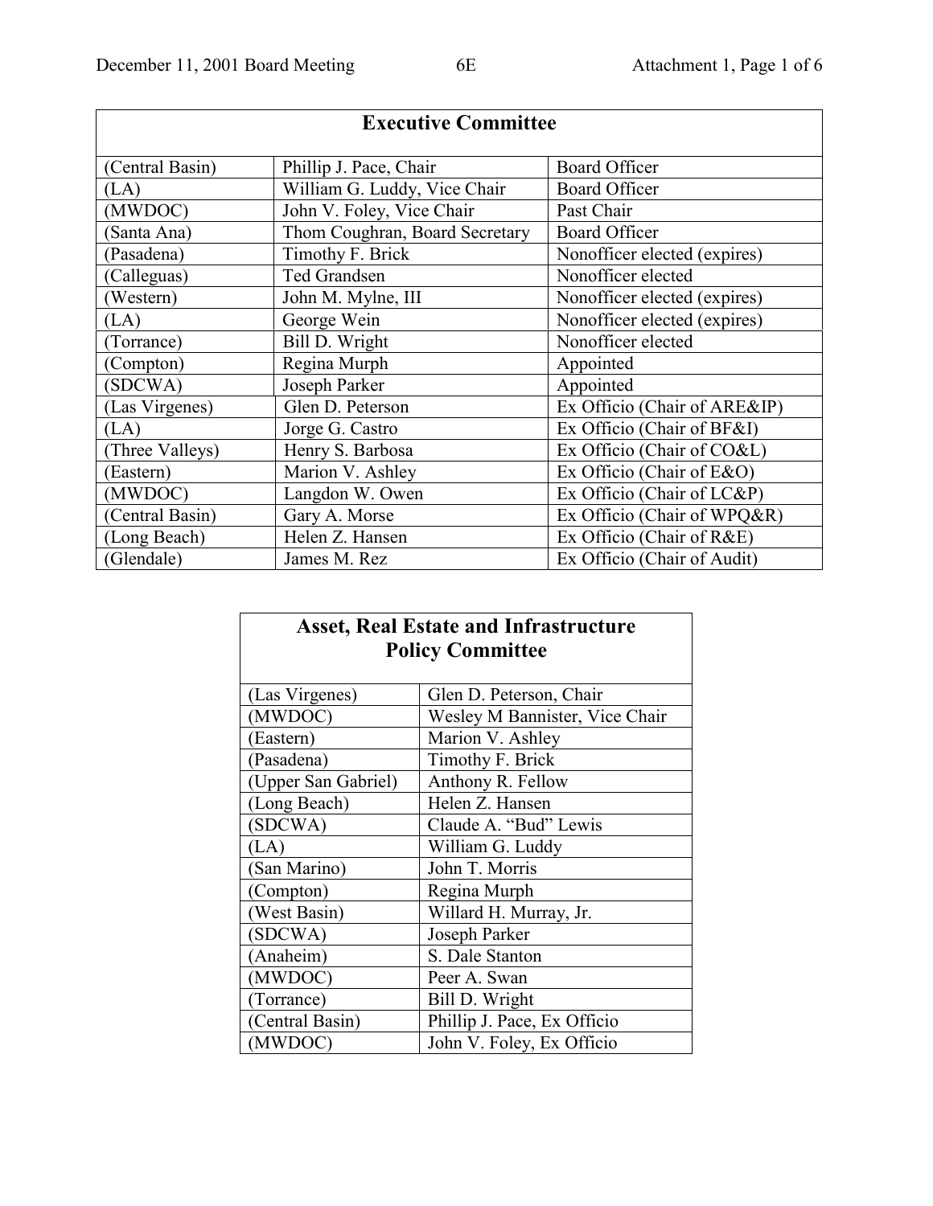| Executive Committee | | |
|---|---|---|
| (Central Basin) | Phillip J. Pace, Chair | Board Officer |
| (LA) | William G. Luddy, Vice Chair | Board Officer |
| (MWDOC) | John V. Foley, Vice Chair | Past Chair |
| (Santa Ana) | Thom Coughran, Board Secretary | Board Officer |
| (Pasadena) | Timothy F. Brick | Nonofficer elected (expires) |
| (Calleguas) | Ted Grandsen | Nonofficer elected |
| (Western) | John M. Mylne, III | Nonofficer elected (expires) |
| (LA) | George Wein | Nonofficer elected (expires) |
| (Torrance) | Bill D. Wright | Nonofficer elected |
| (Compton) | Regina Murph | Appointed |
| (SDCWA) | Joseph Parker | Appointed |
| (Las Virgenes) | Glen D. Peterson | Ex Officio (Chair of ARE&IP) |
| (LA) | Jorge G. Castro | Ex Officio (Chair of BF&I) |
| (Three Valleys) | Henry S. Barbosa | Ex Officio (Chair of CO&L) |
| (Eastern) | Marion V. Ashley | Ex Officio (Chair of E&O) |
| (MWDOC) | Langdon W. Owen | Ex Officio (Chair of LC&P) |
| (Central Basin) | Gary A. Morse | Ex Officio (Chair of WPQ&R) |
| (Long Beach) | Helen Z. Hansen | Ex Officio (Chair of R&E) |
| (Glendale) | James M. Rez | Ex Officio (Chair of Audit) |

| Asset, Real Estate and Infrastructure Policy Committee | |
|---|---|
| (Las Virgenes) | Glen D. Peterson, Chair |
| (MWDOC) | Wesley M Bannister, Vice Chair |
| (Eastern) | Marion V. Ashley |
| (Pasadena) | Timothy F. Brick |
| (Upper San Gabriel) | Anthony R. Fellow |
| (Long Beach) | Helen Z. Hansen |
| (SDCWA) | Claude A. "Bud" Lewis |
| (LA) | William G. Luddy |
| (San Marino) | John T. Morris |
| (Compton) | Regina Murph |
| (West Basin) | Willard H. Murray, Jr. |
| (SDCWA) | Joseph Parker |
| (Anaheim) | S. Dale Stanton |
| (MWDOC) | Peer A. Swan |
| (Torrance) | Bill D. Wright |
| (Central Basin) | Phillip J. Pace, Ex Officio |
| (MWDOC) | John V. Foley, Ex Officio |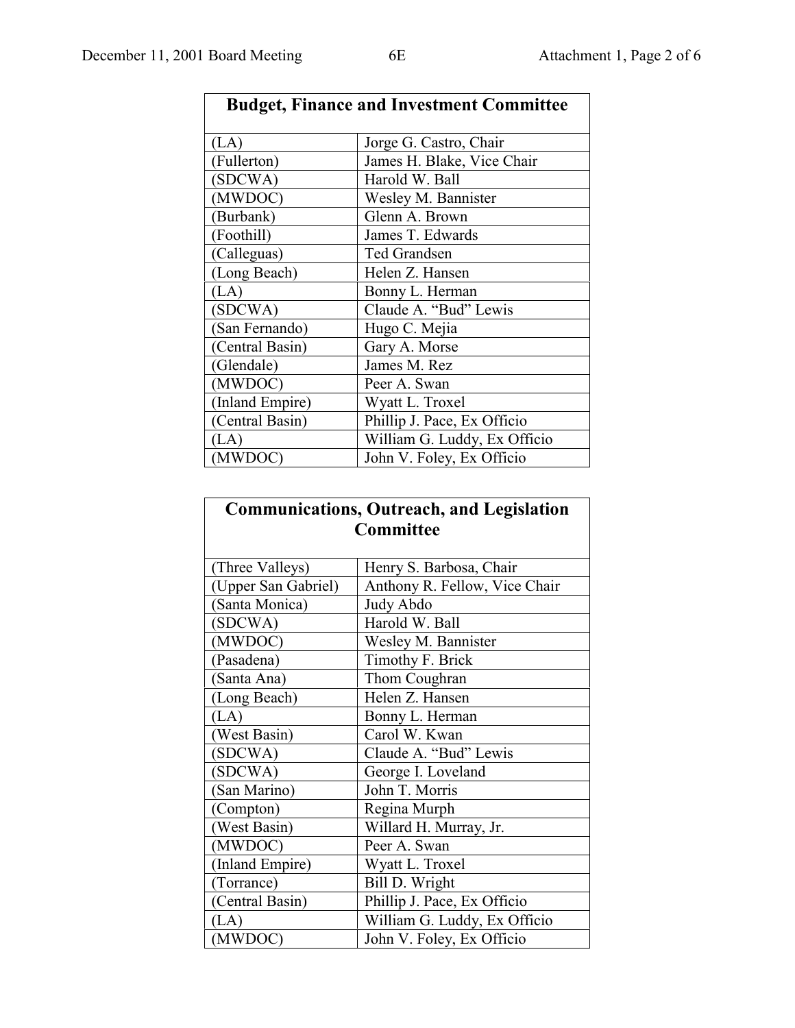| Budget, Finance and Investment Committee | |
|---|---|
| (LA) | Jorge G. Castro, Chair |
| (Fullerton) | James H. Blake, Vice Chair |
| (SDCWA) | Harold W. Ball |
| (MWDOC) | Wesley M. Bannister |
| (Burbank) | Glenn A. Brown |
| (Foothill) | James T. Edwards |
| (Calleguas) | Ted Grandsen |
| (Long Beach) | Helen Z. Hansen |
| (LA) | Bonny L. Herman |
| (SDCWA) | Claude A. "Bud" Lewis |
| (San Fernando) | Hugo C. Mejia |
| (Central Basin) | Gary A. Morse |
| (Glendale) | James M. Rez |
| (MWDOC) | Peer A. Swan |
| (Inland Empire) | Wyatt L. Troxel |
| (Central Basin) | Phillip J. Pace, Ex Officio |
| (LA) | William G. Luddy, Ex Officio |
| (MWDOC) | John V. Foley, Ex Officio |

| Communications, Outreach, and Legislation Committee | |
|---|---|
| (Three Valleys) | Henry S. Barbosa, Chair |
| (Upper San Gabriel) | Anthony R. Fellow, Vice Chair |
| (Santa Monica) | Judy Abdo |
| (SDCWA) | Harold W. Ball |
| (MWDOC) | Wesley M. Bannister |
| (Pasadena) | Timothy F. Brick |
| (Santa Ana) | Thom Coughran |
| (Long Beach) | Helen Z. Hansen |
| (LA) | Bonny L. Herman |
| (West Basin) | Carol W. Kwan |
| (SDCWA) | Claude A. "Bud" Lewis |
| (SDCWA) | George I. Loveland |
| (San Marino) | John T. Morris |
| (Compton) | Regina Murph |
| (West Basin) | Willard H. Murray, Jr. |
| (MWDOC) | Peer A. Swan |
| (Inland Empire) | Wyatt L. Troxel |
| (Torrance) | Bill D. Wright |
| (Central Basin) | Phillip J. Pace, Ex Officio |
| (LA) | William G. Luddy, Ex Officio |
| (MWDOC) | John V. Foley, Ex Officio |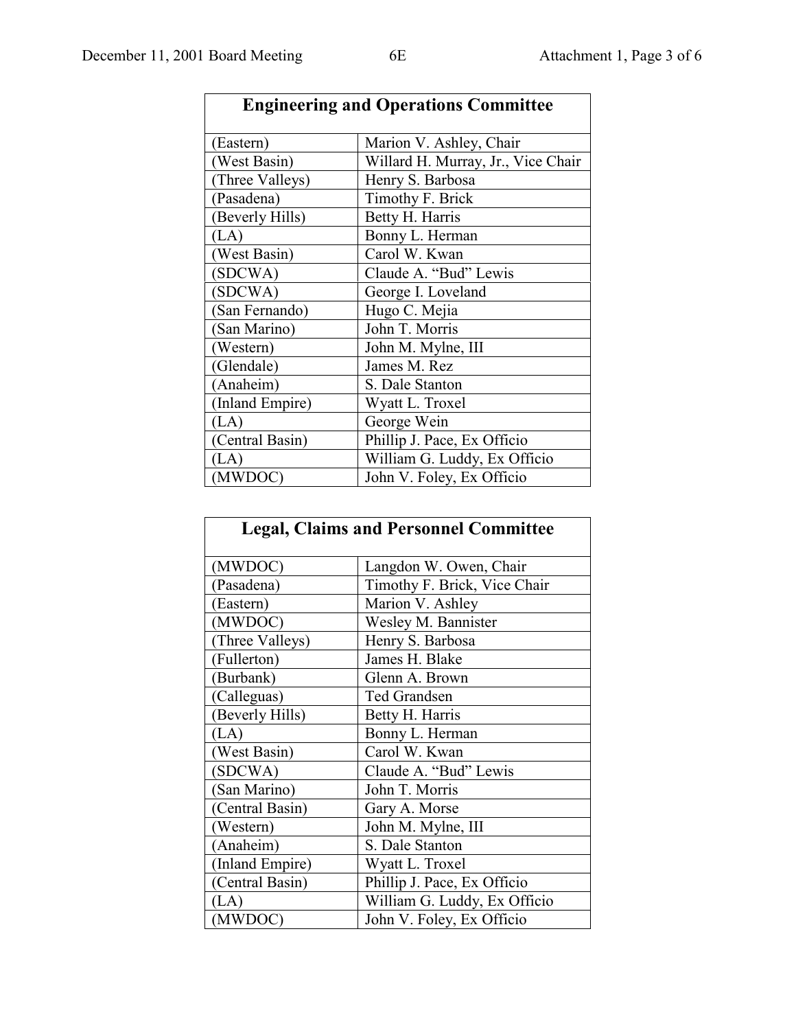| Engineering and Operations Committee | |
|---|---|
| (Eastern) | Marion V. Ashley, Chair |
| (West Basin) | Willard H. Murray, Jr., Vice Chair |
| (Three Valleys) | Henry S. Barbosa |
| (Pasadena) | Timothy F. Brick |
| (Beverly Hills) | Betty H. Harris |
| (LA) | Bonny L. Herman |
| (West Basin) | Carol W. Kwan |
| (SDCWA) | Claude A. "Bud" Lewis |
| (SDCWA) | George I. Loveland |
| (San Fernando) | Hugo C. Mejia |
| (San Marino) | John T. Morris |
| (Western) | John M. Mylne, III |
| (Glendale) | James M. Rez |
| (Anaheim) | S. Dale Stanton |
| (Inland Empire) | Wyatt L. Troxel |
| (LA) | George Wein |
| (Central Basin) | Phillip J. Pace, Ex Officio |
| (LA) | William G. Luddy, Ex Officio |
| (MWDOC) | John V. Foley, Ex Officio |

| Legal, Claims and Personnel Committee | |
|---|---|
| (MWDOC) | Langdon W. Owen, Chair |
| (Pasadena) | Timothy F. Brick, Vice Chair |
| (Eastern) | Marion V. Ashley |
| (MWDOC) | Wesley M. Bannister |
| (Three Valleys) | Henry S. Barbosa |
| (Fullerton) | James H. Blake |
| (Burbank) | Glenn A. Brown |
| (Calleguas) | Ted Grandsen |
| (Beverly Hills) | Betty H. Harris |
| (LA) | Bonny L. Herman |
| (West Basin) | Carol W. Kwan |
| (SDCWA) | Claude A. "Bud" Lewis |
| (San Marino) | John T. Morris |
| (Central Basin) | Gary A. Morse |
| (Western) | John M. Mylne, III |
| (Anaheim) | S. Dale Stanton |
| (Inland Empire) | Wyatt L. Troxel |
| (Central Basin) | Phillip J. Pace, Ex Officio |
| (LA) | William G. Luddy, Ex Officio |
| (MWDOC) | John V. Foley, Ex Officio |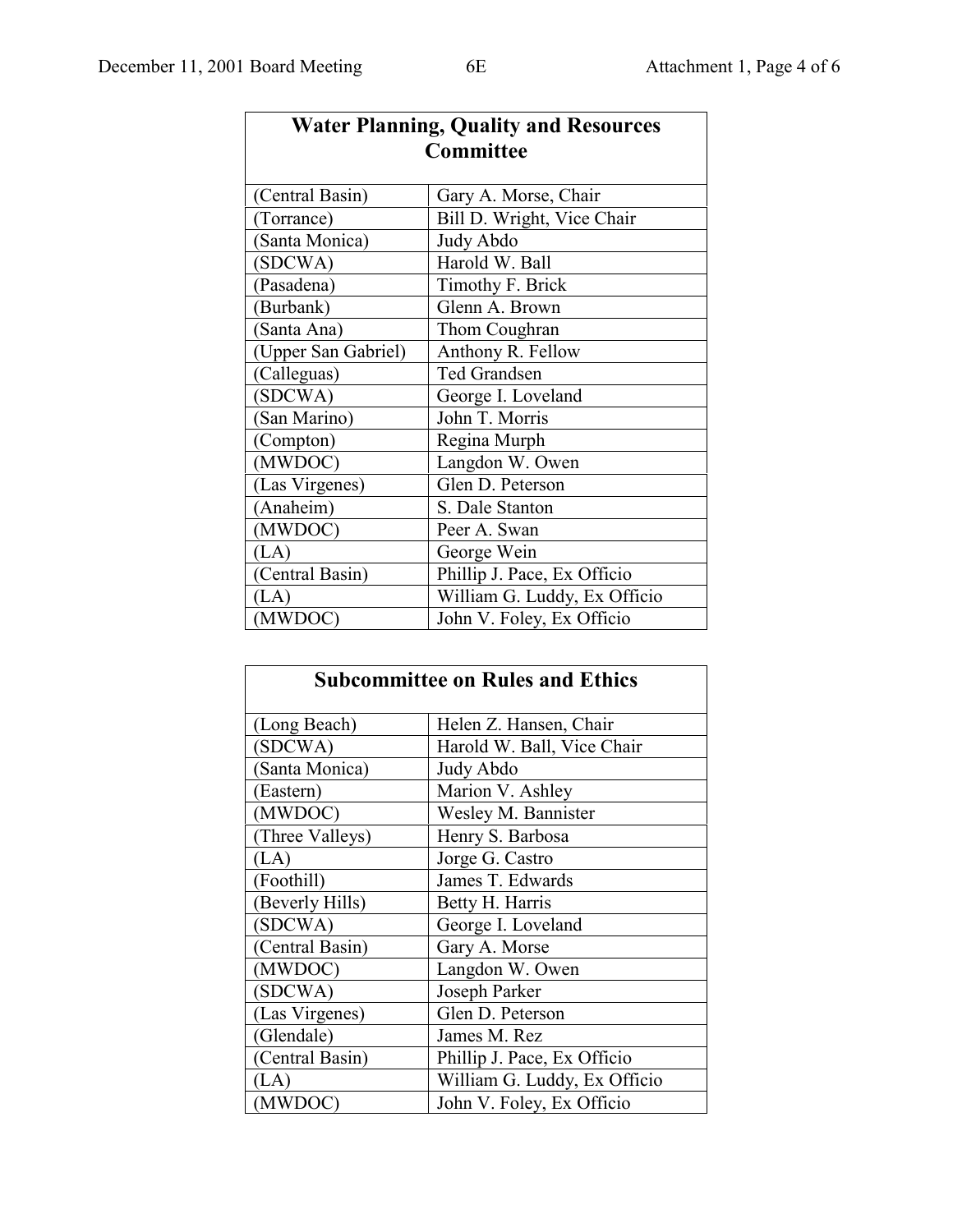| Water Planning, Quality and Resources Committee | |
|---|---|
| (Central Basin) | Gary A. Morse, Chair |
| (Torrance) | Bill D. Wright, Vice Chair |
| (Santa Monica) | Judy Abdo |
| (SDCWA) | Harold W. Ball |
| (Pasadena) | Timothy F. Brick |
| (Burbank) | Glenn A. Brown |
| (Santa Ana) | Thom Coughran |
| (Upper San Gabriel) | Anthony R. Fellow |
| (Calleguas) | Ted Grandsen |
| (SDCWA) | George I. Loveland |
| (San Marino) | John T. Morris |
| (Compton) | Regina Murph |
| (MWDOC) | Langdon W. Owen |
| (Las Virgenes) | Glen D. Peterson |
| (Anaheim) | S. Dale Stanton |
| (MWDOC) | Peer A. Swan |
| (LA) | George Wein |
| (Central Basin) | Phillip J. Pace, Ex Officio |
| (LA) | William G. Luddy, Ex Officio |
| (MWDOC) | John V. Foley, Ex Officio |

| Subcommittee on Rules and Ethics | |
|---|---|
| (Long Beach) | Helen Z. Hansen, Chair |
| (SDCWA) | Harold W. Ball, Vice Chair |
| (Santa Monica) | Judy Abdo |
| (Eastern) | Marion V. Ashley |
| (MWDOC) | Wesley M. Bannister |
| (Three Valleys) | Henry S. Barbosa |
| (LA) | Jorge G. Castro |
| (Foothill) | James T. Edwards |
| (Beverly Hills) | Betty H. Harris |
| (SDCWA) | George I. Loveland |
| (Central Basin) | Gary A. Morse |
| (MWDOC) | Langdon W. Owen |
| (SDCWA) | Joseph Parker |
| (Las Virgenes) | Glen D. Peterson |
| (Glendale) | James M. Rez |
| (Central Basin) | Phillip J. Pace, Ex Officio |
| (LA) | William G. Luddy, Ex Officio |
| (MWDOC) | John V. Foley, Ex Officio |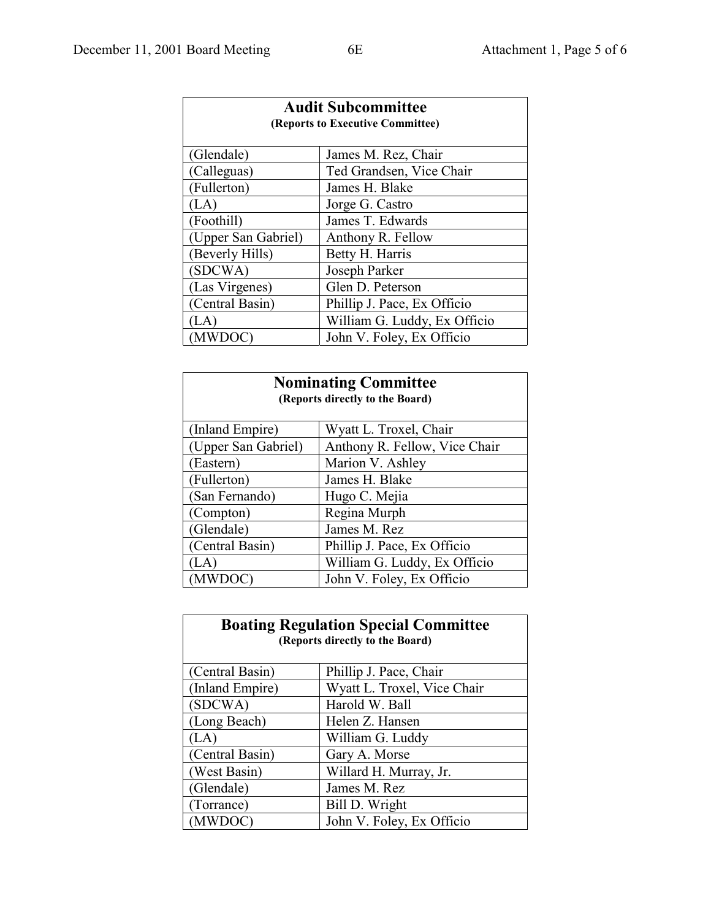| Audit Subcommittee<br>(Reports to Executive Committee) | |
|---|---|
| (Glendale) | James M. Rez, Chair |
| (Calleguas) | Ted Grandsen, Vice Chair |
| (Fullerton) | James H. Blake |
| (LA) | Jorge G. Castro |
| (Foothill) | James T. Edwards |
| (Upper San Gabriel) | Anthony R. Fellow |
| (Beverly Hills) | Betty H. Harris |
| (SDCWA) | Joseph Parker |
| (Las Virgenes) | Glen D. Peterson |
| (Central Basin) | Phillip J. Pace, Ex Officio |
| (LA) | William G. Luddy, Ex Officio |
| (MWDOC) | John V. Foley, Ex Officio |

| Nominating Committee<br>(Reports directly to the Board) | |
|---|---|
| (Inland Empire) | Wyatt L. Troxel, Chair |
| (Upper San Gabriel) | Anthony R. Fellow, Vice Chair |
| (Eastern) | Marion V. Ashley |
| (Fullerton) | James H. Blake |
| (San Fernando) | Hugo C. Mejia |
| (Compton) | Regina Murph |
| (Glendale) | James M. Rez |
| (Central Basin) | Phillip J. Pace, Ex Officio |
| (LA) | William G. Luddy, Ex Officio |
| (MWDOC) | John V. Foley, Ex Officio |

| Boating Regulation Special Committee<br>(Reports directly to the Board) | |
|---|---|
| (Central Basin) | Phillip J. Pace, Chair |
| (Inland Empire) | Wyatt L. Troxel, Vice Chair |
| (SDCWA) | Harold W. Ball |
| (Long Beach) | Helen Z. Hansen |
| (LA) | William G. Luddy |
| (Central Basin) | Gary A. Morse |
| (West Basin) | Willard H. Murray, Jr. |
| (Glendale) | James M. Rez |
| (Torrance) | Bill D. Wright |
| (MWDOC) | John V. Foley, Ex Officio |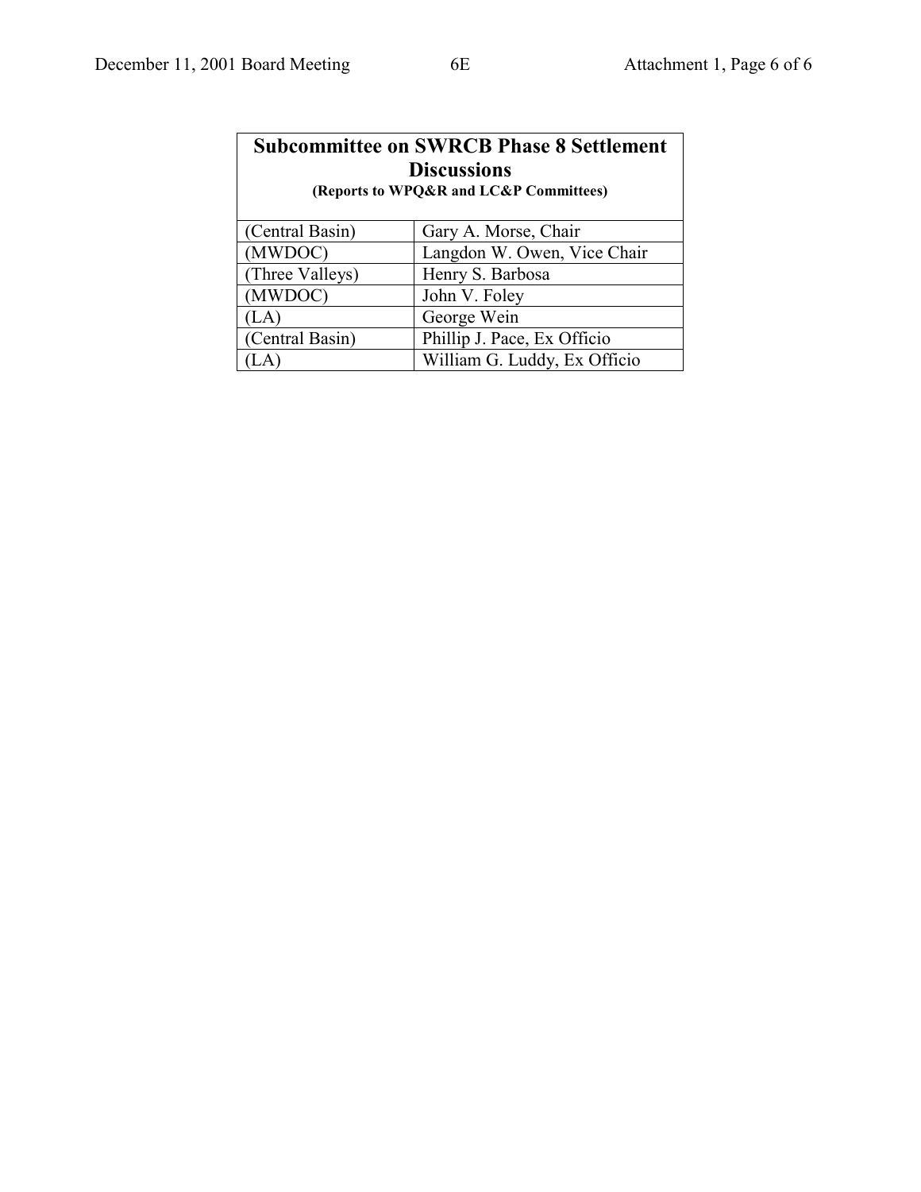| Subcommittee on SWRCB Phase 8 Settlement Discussions (Reports to WPQ&R and LC&P Committees) | |
|---|---|
| (Central Basin) | Gary A. Morse, Chair |
| (MWDOC) | Langdon W. Owen, Vice Chair |
| (Three Valleys) | Henry S. Barbosa |
| (MWDOC) | John V. Foley |
| (LA) | George Wein |
| (Central Basin) | Phillip J. Pace, Ex Officio |
| (LA) | William G. Luddy, Ex Officio |